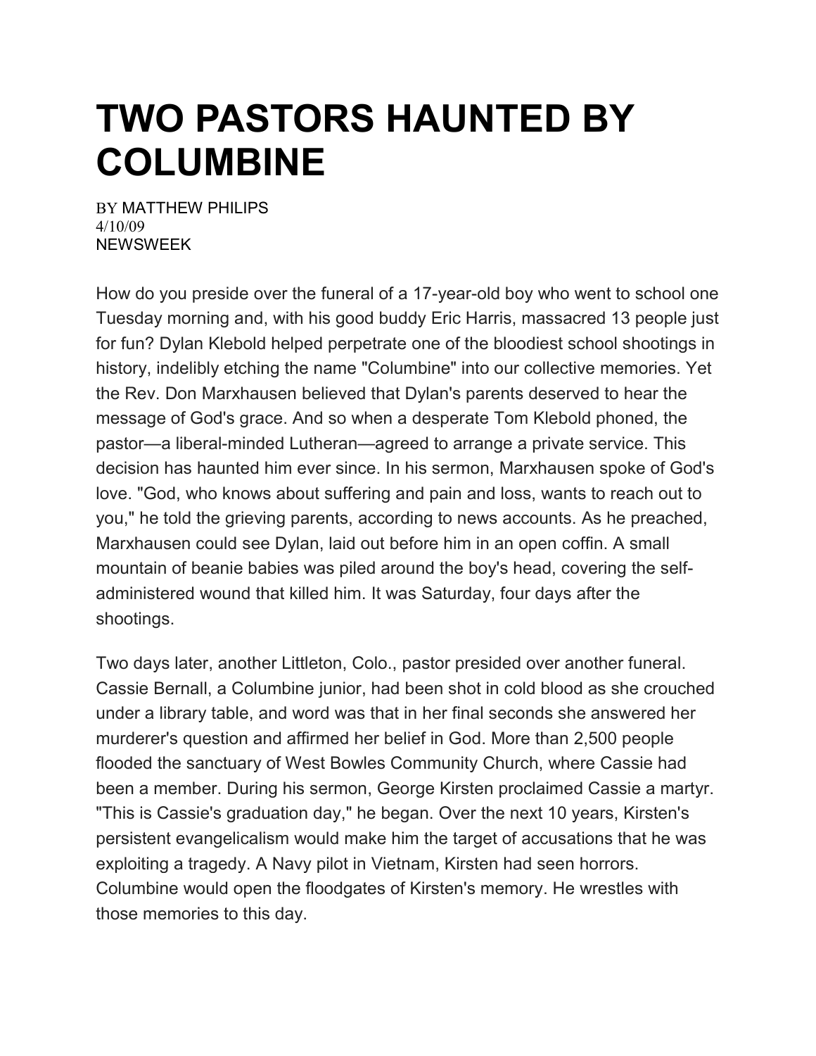# TWO PASTORS HAUNTED BY COLUMBINE

BY MATTHEW PHILIPS
4/10/09
NEWSWEEK

How do you preside over the funeral of a 17-year-old boy who went to school one Tuesday morning and, with his good buddy Eric Harris, massacred 13 people just for fun? Dylan Klebold helped perpetrate one of the bloodiest school shootings in history, indelibly etching the name "Columbine" into our collective memories. Yet the Rev. Don Marxhausen believed that Dylan's parents deserved to hear the message of God's grace. And so when a desperate Tom Klebold phoned, the pastor—a liberal-minded Lutheran—agreed to arrange a private service. This decision has haunted him ever since. In his sermon, Marxhausen spoke of God's love. "God, who knows about suffering and pain and loss, wants to reach out to you," he told the grieving parents, according to news accounts. As he preached, Marxhausen could see Dylan, laid out before him in an open coffin. A small mountain of beanie babies was piled around the boy's head, covering the self-administered wound that killed him. It was Saturday, four days after the shootings.

Two days later, another Littleton, Colo., pastor presided over another funeral. Cassie Bernall, a Columbine junior, had been shot in cold blood as she crouched under a library table, and word was that in her final seconds she answered her murderer's question and affirmed her belief in God. More than 2,500 people flooded the sanctuary of West Bowles Community Church, where Cassie had been a member. During his sermon, George Kirsten proclaimed Cassie a martyr. "This is Cassie's graduation day," he began. Over the next 10 years, Kirsten's persistent evangelicalism would make him the target of accusations that he was exploiting a tragedy. A Navy pilot in Vietnam, Kirsten had seen horrors. Columbine would open the floodgates of Kirsten's memory. He wrestles with those memories to this day.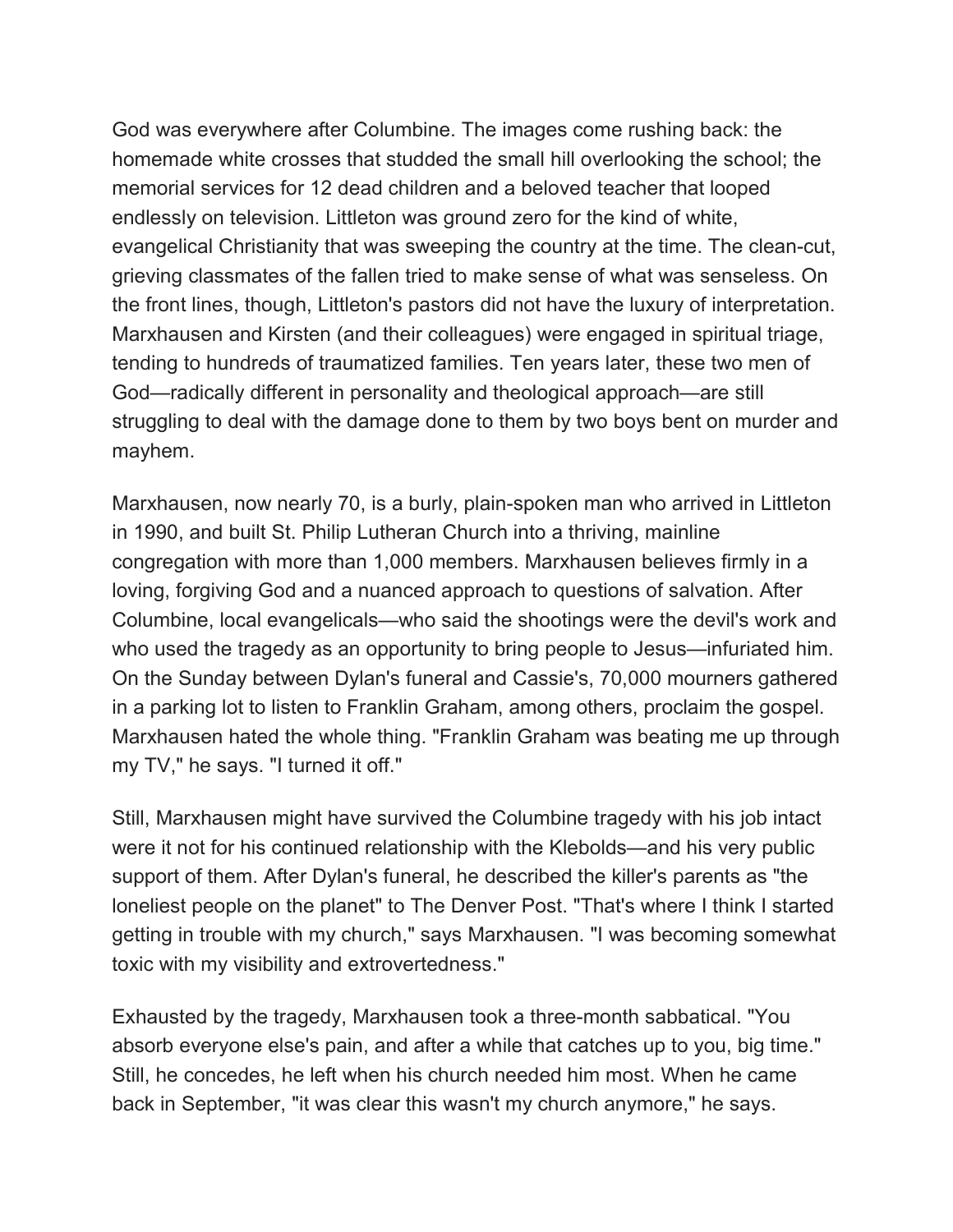God was everywhere after Columbine. The images come rushing back: the homemade white crosses that studded the small hill overlooking the school; the memorial services for 12 dead children and a beloved teacher that looped endlessly on television. Littleton was ground zero for the kind of white, evangelical Christianity that was sweeping the country at the time. The clean-cut, grieving classmates of the fallen tried to make sense of what was senseless. On the front lines, though, Littleton's pastors did not have the luxury of interpretation. Marxhausen and Kirsten (and their colleagues) were engaged in spiritual triage, tending to hundreds of traumatized families. Ten years later, these two men of God—radically different in personality and theological approach—are still struggling to deal with the damage done to them by two boys bent on murder and mayhem.

Marxhausen, now nearly 70, is a burly, plain-spoken man who arrived in Littleton in 1990, and built St. Philip Lutheran Church into a thriving, mainline congregation with more than 1,000 members. Marxhausen believes firmly in a loving, forgiving God and a nuanced approach to questions of salvation. After Columbine, local evangelicals—who said the shootings were the devil's work and who used the tragedy as an opportunity to bring people to Jesus—infuriated him. On the Sunday between Dylan's funeral and Cassie's, 70,000 mourners gathered in a parking lot to listen to Franklin Graham, among others, proclaim the gospel. Marxhausen hated the whole thing. "Franklin Graham was beating me up through my TV," he says. "I turned it off."

Still, Marxhausen might have survived the Columbine tragedy with his job intact were it not for his continued relationship with the Klebolds—and his very public support of them. After Dylan's funeral, he described the killer's parents as "the loneliest people on the planet" to The Denver Post. "That's where I think I started getting in trouble with my church," says Marxhausen. "I was becoming somewhat toxic with my visibility and extrovertedness."

Exhausted by the tragedy, Marxhausen took a three-month sabbatical. "You absorb everyone else's pain, and after a while that catches up to you, big time." Still, he concedes, he left when his church needed him most. When he came back in September, "it was clear this wasn't my church anymore," he says.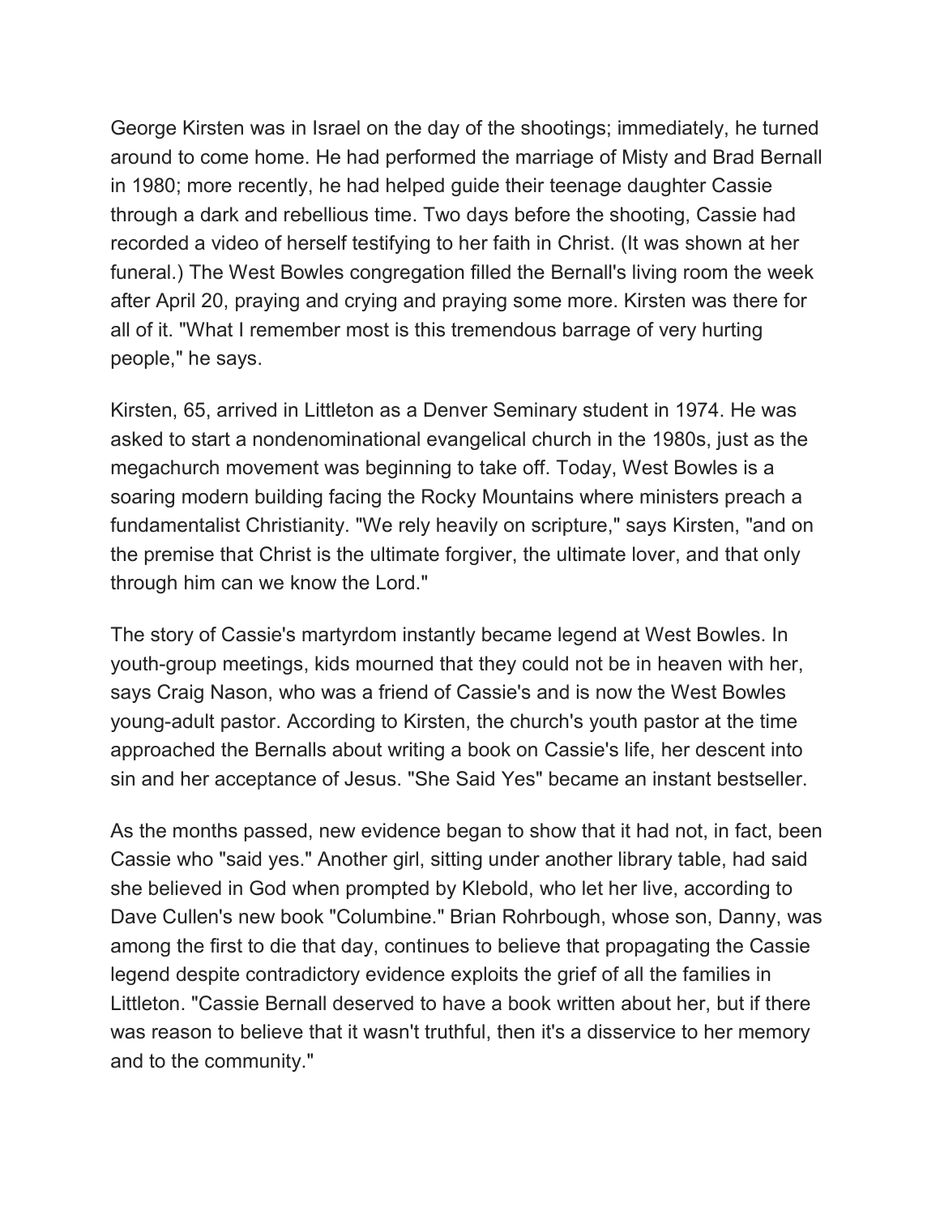George Kirsten was in Israel on the day of the shootings; immediately, he turned around to come home. He had performed the marriage of Misty and Brad Bernall in 1980; more recently, he had helped guide their teenage daughter Cassie through a dark and rebellious time. Two days before the shooting, Cassie had recorded a video of herself testifying to her faith in Christ. (It was shown at her funeral.) The West Bowles congregation filled the Bernall's living room the week after April 20, praying and crying and praying some more. Kirsten was there for all of it. "What I remember most is this tremendous barrage of very hurting people," he says.

Kirsten, 65, arrived in Littleton as a Denver Seminary student in 1974. He was asked to start a nondenominational evangelical church in the 1980s, just as the megachurch movement was beginning to take off. Today, West Bowles is a soaring modern building facing the Rocky Mountains where ministers preach a fundamentalist Christianity. "We rely heavily on scripture," says Kirsten, "and on the premise that Christ is the ultimate forgiver, the ultimate lover, and that only through him can we know the Lord."

The story of Cassie's martyrdom instantly became legend at West Bowles. In youth-group meetings, kids mourned that they could not be in heaven with her, says Craig Nason, who was a friend of Cassie's and is now the West Bowles young-adult pastor. According to Kirsten, the church's youth pastor at the time approached the Bernalls about writing a book on Cassie's life, her descent into sin and her acceptance of Jesus. "She Said Yes" became an instant bestseller.

As the months passed, new evidence began to show that it had not, in fact, been Cassie who "said yes." Another girl, sitting under another library table, had said she believed in God when prompted by Klebold, who let her live, according to Dave Cullen's new book "Columbine." Brian Rohrbough, whose son, Danny, was among the first to die that day, continues to believe that propagating the Cassie legend despite contradictory evidence exploits the grief of all the families in Littleton. "Cassie Bernall deserved to have a book written about her, but if there was reason to believe that it wasn't truthful, then it's a disservice to her memory and to the community."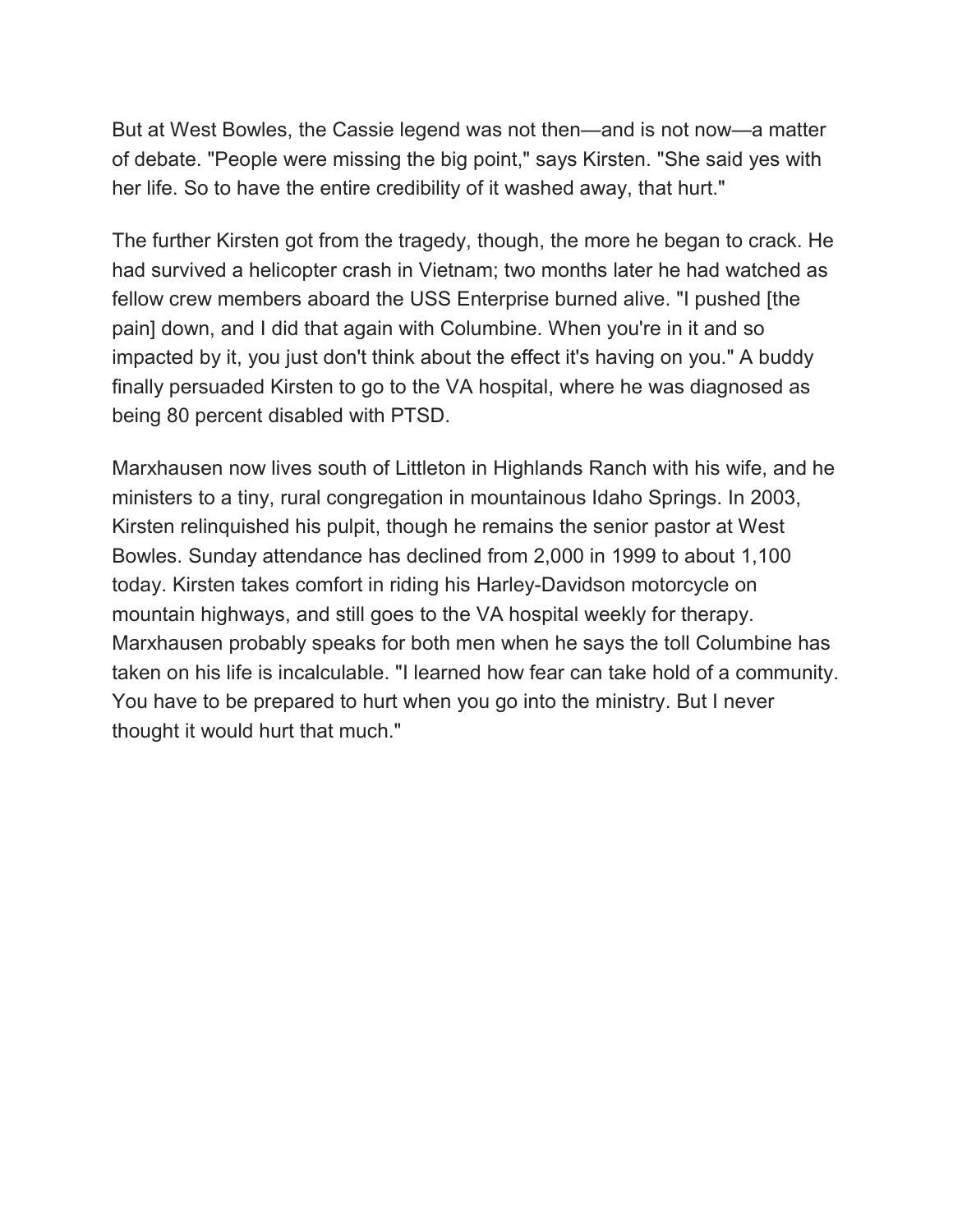But at West Bowles, the Cassie legend was not then—and is not now—a matter of debate. "People were missing the big point," says Kirsten. "She said yes with her life. So to have the entire credibility of it washed away, that hurt."

The further Kirsten got from the tragedy, though, the more he began to crack. He had survived a helicopter crash in Vietnam; two months later he had watched as fellow crew members aboard the USS Enterprise burned alive. "I pushed [the pain] down, and I did that again with Columbine. When you're in it and so impacted by it, you just don't think about the effect it's having on you." A buddy finally persuaded Kirsten to go to the VA hospital, where he was diagnosed as being 80 percent disabled with PTSD.

Marxhausen now lives south of Littleton in Highlands Ranch with his wife, and he ministers to a tiny, rural congregation in mountainous Idaho Springs. In 2003, Kirsten relinquished his pulpit, though he remains the senior pastor at West Bowles. Sunday attendance has declined from 2,000 in 1999 to about 1,100 today. Kirsten takes comfort in riding his Harley-Davidson motorcycle on mountain highways, and still goes to the VA hospital weekly for therapy. Marxhausen probably speaks for both men when he says the toll Columbine has taken on his life is incalculable. "I learned how fear can take hold of a community. You have to be prepared to hurt when you go into the ministry. But I never thought it would hurt that much."